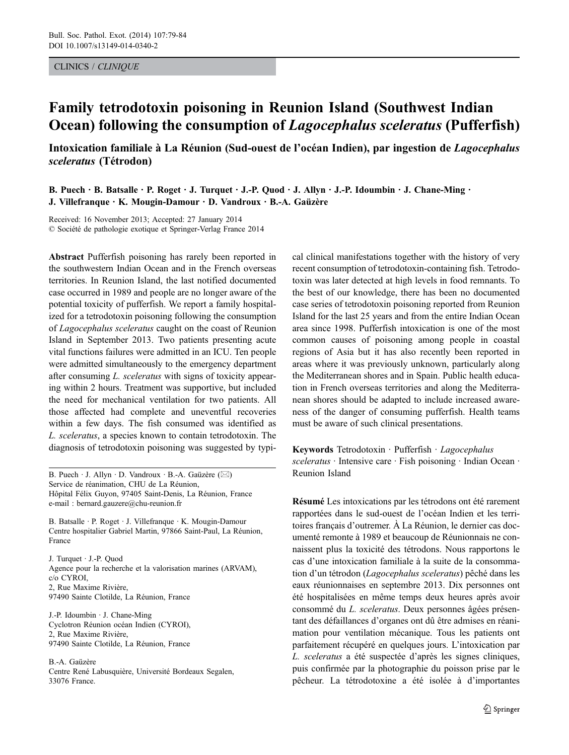CLINICS / *CLINIQUE*

# Family tetrodotoxin poisoning in Reunion Island (Southwest Indian Ocean) following the consumption of *Lagocephalus sceleratus* (Pufferfish)

## Intoxication familiale à La Réunion (Sud-ouest de l'océan Indien), par ingestion de *Lagocephalus sceleratus* (Tétrodon)

**B. Puech · B. Batsalle · P. Roget · J. Turquet · J.-P. Quod · J. Allyn · J.-P. Idoumbin · J. Chane-Ming · J. Villefranque · K. Mougin-Damour · D. Vandroux · B.-A. Gaüzère**

Received: 16 November 2013; Accepted: 27 January 2014
© Société de pathologie exotique et Springer-Verlag France 2014

**Abstract** Pufferfish poisoning has rarely been reported in the southwestern Indian Ocean and in the French overseas territories. In Reunion Island, the last notified documented case occurred in 1989 and people are no longer aware of the potential toxicity of pufferfish. We report a family hospitalized for a tetrodotoxin poisoning following the consumption of *Lagocephalus sceleratus* caught on the coast of Reunion Island in September 2013. Two patients presenting acute vital functions failures were admitted in an ICU. Ten people were admitted simultaneously to the emergency department after consuming *L. sceleratus* with signs of toxicity appearing within 2 hours. Treatment was supportive, but included the need for mechanical ventilation for two patients. All those affected had complete and uneventful recoveries within a few days. The fish consumed was identified as *L. sceleratus*, a species known to contain tetrodotoxin. The diagnosis of tetrodotoxin poisoning was suggested by typical clinical manifestations together with the history of very recent consumption of tetrodotoxin-containing fish. Tetrodotoxin was later detected at high levels in food remnants. To the best of our knowledge, there has been no documented case series of tetrodotoxin poisoning reported from Reunion Island for the last 25 years and from the entire Indian Ocean area since 1998. Pufferfish intoxication is one of the most common causes of poisoning among people in coastal regions of Asia but it has also recently been reported in areas where it was previously unknown, particularly along the Mediterranean shores and in Spain. Public health education in French overseas territories and along the Mediterranean shores should be adapted to include increased awareness of the danger of consuming pufferfish. Health teams must be aware of such clinical presentations.

**Keywords** Tetrodotoxin · Pufferfish · *Lagocephalus sceleratus* · Intensive care · Fish poisoning · Indian Ocean · Reunion Island

**Résumé** Les intoxications par les tétrodons ont été rarement rapportées dans le sud-ouest de l'océan Indien et les territoires français d'outremer. À La Réunion, le dernier cas documenté remonte à 1989 et beaucoup de Réunionnais ne connaissent plus la toxicité des tétrodons. Nous rapportons le cas d'une intoxication familiale à la suite de la consommation d'un tétrodon (*Lagocephalus sceleratus*) pêché dans les eaux réunionnaises en septembre 2013. Dix personnes ont été hospitalisées en même temps deux heures après avoir consommé du *L. sceleratus*. Deux personnes âgées présentant des défaillances d'organes ont dû être admises en réanimation pour ventilation mécanique. Tous les patients ont parfaitement récupéré en quelques jours. L'intoxication par *L. sceleratus* a été suspectée d'après les signes cliniques, puis confirmée par la photographie du poisson prise par le pêcheur. La tétrodotoxine a été isolée à d'importantes

---

B. Puech · J. Allyn · D. Vandroux · B.-A. Gaüzère (✉)
Service de réanimation, CHU de La Réunion,
Hôpital Félix Guyon, 97405 Saint-Denis, La Réunion, France
e-mail : bernard.gauzere@chu-reunion.fr

B. Batsalle · P. Roget · J. Villefranque · K. Mougin-Damour
Centre hospitalier Gabriel Martin, 97866 Saint-Paul, La Réunion, France

J. Turquet · J.-P. Quod
Agence pour la recherche et la valorisation marines (ARVAM),
c/o CYROI,
2, Rue Maxime Rivière,
97490 Sainte Clotilde, La Réunion, France

J.-P. Idoumbin · J. Chane-Ming
Cyclotron Réunion océan Indien (CYROI),
2, Rue Maxime Rivière,
97490 Sainte Clotilde, La Réunion, France

B.-A. Gaüzère
Centre René Labusquière, Université Bordeaux Segalen,
33076 France.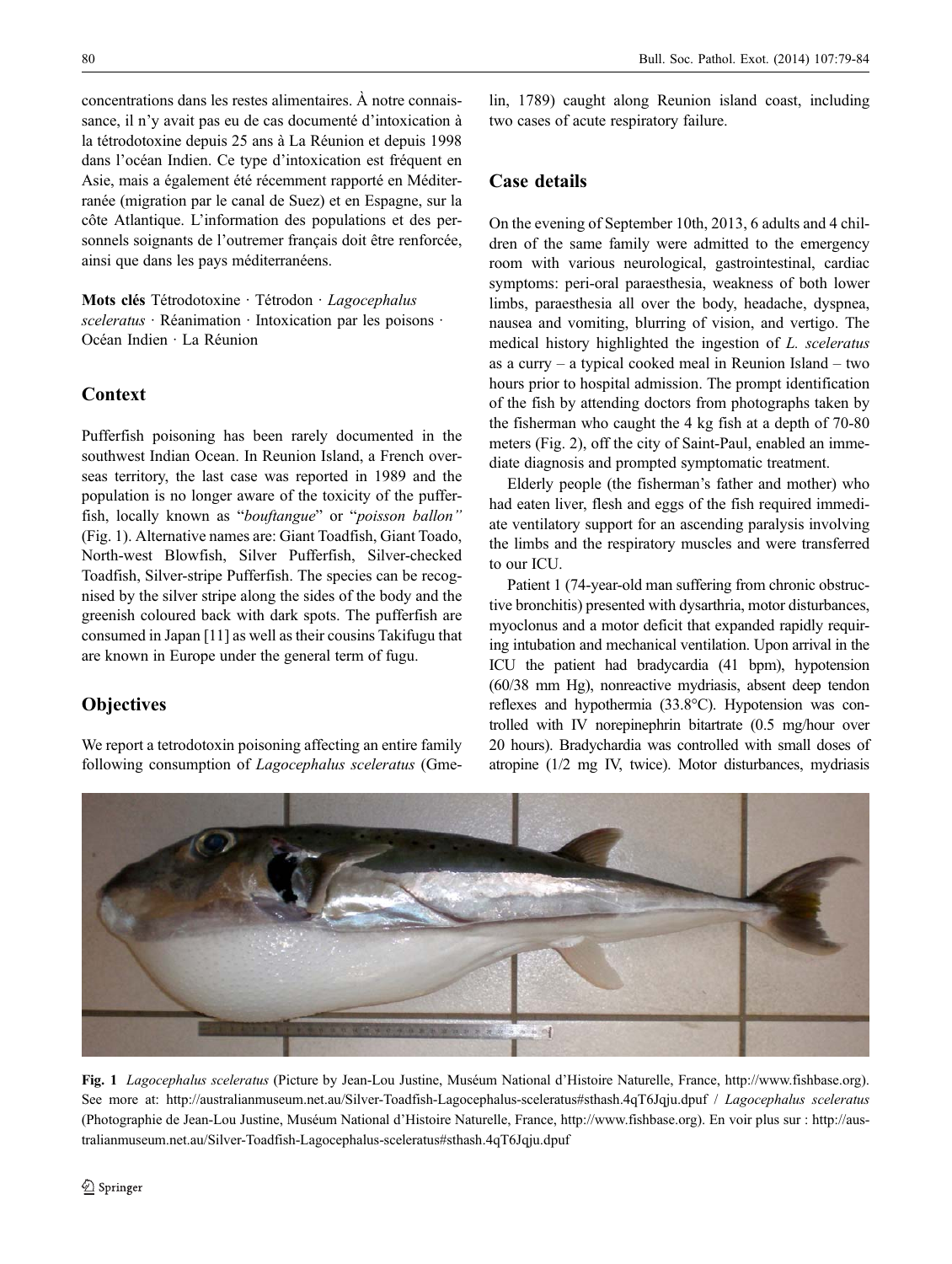concentrations dans les restes alimentaires. À notre connaissance, il n'y avait pas eu de cas documenté d'intoxication à la tétrodotoxine depuis 25 ans à La Réunion et depuis 1998 dans l'océan Indien. Ce type d'intoxication est fréquent en Asie, mais a également été récemment rapporté en Méditerranée (migration par le canal de Suez) et en Espagne, sur la côte Atlantique. L'information des populations et des personnels soignants de l'outremer français doit être renforcée, ainsi que dans les pays méditerranéens.

**Mots clés** Tétrodotoxine · Tétrodon · *Lagocephalus sceleratus* · Réanimation · Intoxication par les poisons · Océan Indien · La Réunion

## Context

Pufferfish poisoning has been rarely documented in the southwest Indian Ocean. In Reunion Island, a French overseas territory, the last case was reported in 1989 and the population is no longer aware of the toxicity of the pufferfish, locally known as "*bouftangue*" or "*poisson ballon"* (Fig. 1). Alternative names are: Giant Toadfish, Giant Toado, North-west Blowfish, Silver Pufferfish, Silver-checked Toadfish, Silver-stripe Pufferfish. The species can be recognised by the silver stripe along the sides of the body and the greenish coloured back with dark spots. The pufferfish are consumed in Japan [11] as well as their cousins Takifugu that are known in Europe under the general term of fugu.

## Objectives

We report a tetrodotoxin poisoning affecting an entire family following consumption of *Lagocephalus sceleratus* (Gmelin, 1789) caught along Reunion island coast, including two cases of acute respiratory failure.

## Case details

On the evening of September 10th, 2013, 6 adults and 4 children of the same family were admitted to the emergency room with various neurological, gastrointestinal, cardiac symptoms: peri-oral paraesthesia, weakness of both lower limbs, paraesthesia all over the body, headache, dyspnea, nausea and vomiting, blurring of vision, and vertigo. The medical history highlighted the ingestion of *L. sceleratus* as a curry – a typical cooked meal in Reunion Island – two hours prior to hospital admission. The prompt identification of the fish by attending doctors from photographs taken by the fisherman who caught the 4 kg fish at a depth of 70-80 meters (Fig. 2), off the city of Saint-Paul, enabled an immediate diagnosis and prompted symptomatic treatment.

Elderly people (the fisherman's father and mother) who had eaten liver, flesh and eggs of the fish required immediate ventilatory support for an ascending paralysis involving the limbs and the respiratory muscles and were transferred to our ICU.

Patient 1 (74-year-old man suffering from chronic obstructive bronchitis) presented with dysarthria, motor disturbances, myoclonus and a motor deficit that expanded rapidly requiring intubation and mechanical ventilation. Upon arrival in the ICU the patient had bradycardia (41 bpm), hypotension (60/38 mm Hg), nonreactive mydriasis, absent deep tendon reflexes and hypothermia (33.8°C). Hypotension was controlled with IV norepinephrin bitartrate (0.5 mg/hour over 20 hours). Bradychardia was controlled with small doses of atropine (1/2 mg IV, twice). Motor disturbances, mydriasis

**Fig. 1** *Lagocephalus sceleratus* (Picture by Jean-Lou Justine, Muséum National d'Histoire Naturelle, France, http://www.fishbase.org). See more at: http://australianmuseum.net.au/Silver-Toadfish-Lagocephalus-sceleratus#sthash.4qT6Jqju.dpuf / *Lagocephalus sceleratus* (Photographie de Jean-Lou Justine, Muséum National d'Histoire Naturelle, France, http://www.fishbase.org). En voir plus sur : http://australianmuseum.net.au/Silver-Toadfish-Lagocephalus-sceleratus#sthash.4qT6Jqju.dpuf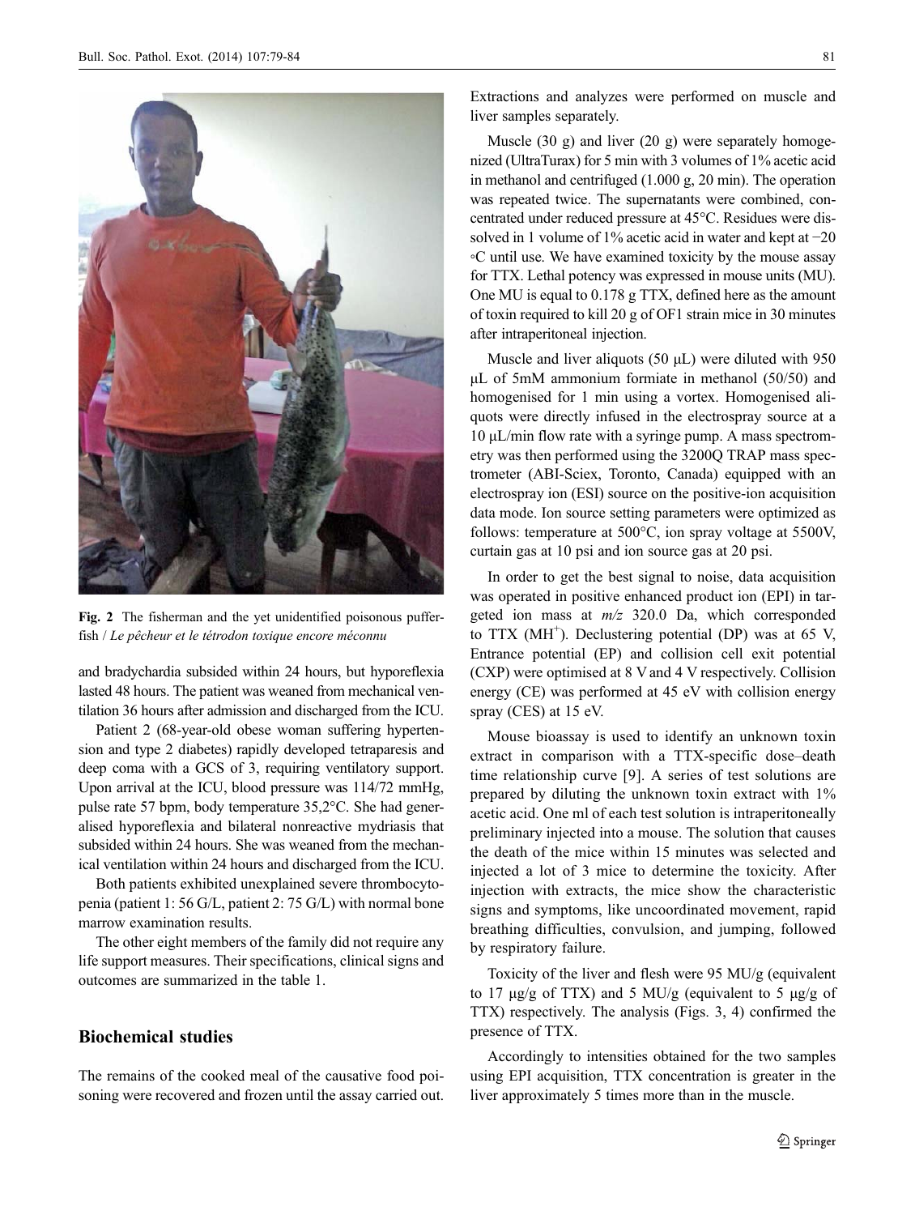Fig. 2 The fisherman and the yet unidentified poisonous pufferfish / *Le pêcheur et le tétrodon toxique encore méconnu*

and bradychardia subsided within 24 hours, but hyporeflexia lasted 48 hours. The patient was weaned from mechanical ventilation 36 hours after admission and discharged from the ICU.

Patient 2 (68-year-old obese woman suffering hypertension and type 2 diabetes) rapidly developed tetraparesis and deep coma with a GCS of 3, requiring ventilatory support. Upon arrival at the ICU, blood pressure was 114/72 mmHg, pulse rate 57 bpm, body temperature 35,2°C. She had generalised hyporeflexia and bilateral nonreactive mydriasis that subsided within 24 hours. She was weaned from the mechanical ventilation within 24 hours and discharged from the ICU.

Both patients exhibited unexplained severe thrombocytopenia (patient 1: 56 G/L, patient 2: 75 G/L) with normal bone marrow examination results.

The other eight members of the family did not require any life support measures. Their specifications, clinical signs and outcomes are summarized in the table 1.

## Biochemical studies

The remains of the cooked meal of the causative food poisoning were recovered and frozen until the assay carried out. Extractions and analyzes were performed on muscle and liver samples separately.

Muscle (30 g) and liver (20 g) were separately homogenized (UltraTurax) for 5 min with 3 volumes of 1% acetic acid in methanol and centrifuged (1.000 g, 20 min). The operation was repeated twice. The supernatants were combined, concentrated under reduced pressure at 45°C. Residues were dissolved in 1 volume of 1% acetic acid in water and kept at −20 ◦C until use. We have examined toxicity by the mouse assay for TTX. Lethal potency was expressed in mouse units (MU). One MU is equal to 0.178 g TTX, defined here as the amount of toxin required to kill 20 g of OF1 strain mice in 30 minutes after intraperitoneal injection.

Muscle and liver aliquots (50 μL) were diluted with 950 μL of 5mM ammonium formiate in methanol (50/50) and homogenised for 1 min using a vortex. Homogenised aliquots were directly infused in the electrospray source at a 10 μL/min flow rate with a syringe pump. A mass spectrometry was then performed using the 3200Q TRAP mass spectrometer (ABI-Sciex, Toronto, Canada) equipped with an electrospray ion (ESI) source on the positive-ion acquisition data mode. Ion source setting parameters were optimized as follows: temperature at 500°C, ion spray voltage at 5500V, curtain gas at 10 psi and ion source gas at 20 psi.

In order to get the best signal to noise, data acquisition was operated in positive enhanced product ion (EPI) in targeted ion mass at *m/z* 320.0 Da, which corresponded to TTX ($MH^+$). Declustering potential (DP) was at 65 V, Entrance potential (EP) and collision cell exit potential (CXP) were optimised at 8 V and 4 V respectively. Collision energy (CE) was performed at 45 eV with collision energy spray (CES) at 15 eV.

Mouse bioassay is used to identify an unknown toxin extract in comparison with a TTX-specific dose–death time relationship curve [9]. A series of test solutions are prepared by diluting the unknown toxin extract with 1% acetic acid. One ml of each test solution is intraperitoneally preliminary injected into a mouse. The solution that causes the death of the mice within 15 minutes was selected and injected a lot of 3 mice to determine the toxicity. After injection with extracts, the mice show the characteristic signs and symptoms, like uncoordinated movement, rapid breathing difficulties, convulsion, and jumping, followed by respiratory failure.

Toxicity of the liver and flesh were 95 MU/g (equivalent to 17 μg/g of TTX) and 5 MU/g (equivalent to 5 μg/g of TTX) respectively. The analysis (Figs. 3, 4) confirmed the presence of TTX.

Accordingly to intensities obtained for the two samples using EPI acquisition, TTX concentration is greater in the liver approximately 5 times more than in the muscle.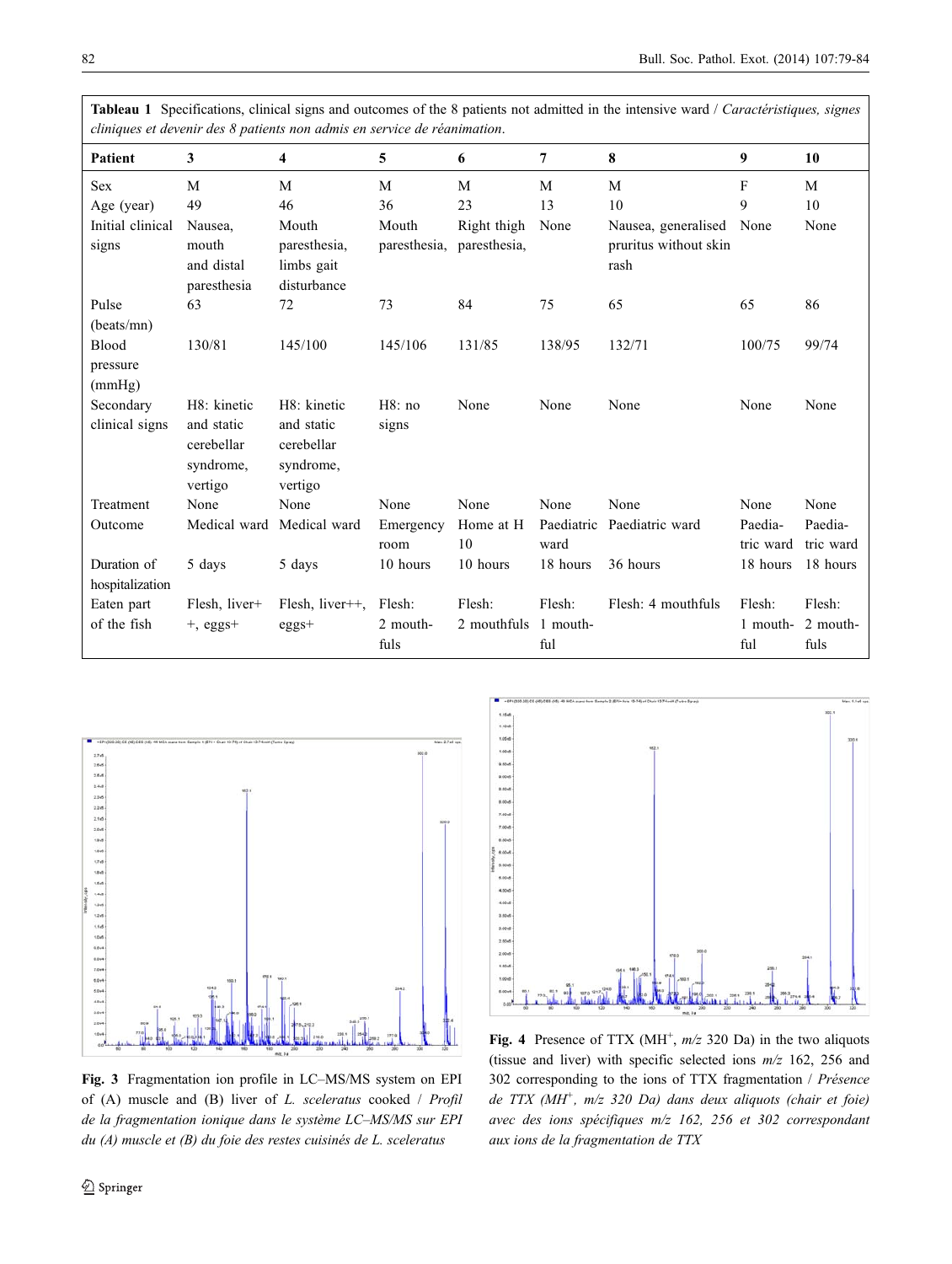**Tableau 1** Specifications, clinical signs and outcomes of the 8 patients not admitted in the intensive ward / *Caractéristiques, signes cliniques et devenir des 8 patients non admis en service de réanimation*.

| Patient | 3 | 4 | 5 | 6 | 7 | 8 | 9 | 10 |
|---|---|---|---|---|---|---|---|---|
| Sex | M | M | M | M | M | M | F | M |
| Age (year) | 49 | 46 | 36 | 23 | 13 | 10 | 9 | 10 |
| Initial clinical signs | Nausea, mouth and distal paresthesia | Mouth paresthesia, limbs gait disturbance | Mouth paresthesia, | Right thigh paresthesia, | None | Nausea, generalised pruritus without skin rash | None | None |
| Pulse (beats/mn) | 63 | 72 | 73 | 84 | 75 | 65 | 65 | 86 |
| Blood pressure (mmHg) | 130/81 | 145/100 | 145/106 | 131/85 | 138/95 | 132/71 | 100/75 | 99/74 |
| Secondary clinical signs | H8: kinetic and static cerebellar syndrome, vertigo | H8: kinetic and static cerebellar syndrome, vertigo | H8: no signs | None | None | None | None | None |
| Treatment | None | None | None | None | None | None | None | None |
| Outcome | Medical ward | Medical ward | Emergency room | Home at H 10 | Paediatric ward | Paediatric ward | Paedia-tric ward | Paedia-tric ward |
| Duration of hospitalization | 5 days | 5 days | 10 hours | 10 hours | 18 hours | 36 hours | 18 hours | 18 hours |
| Eaten part of the fish | Flesh, liver++, eggs+ | Flesh, liver++, eggs+ | Flesh: 2 mouthfuls | Flesh: 2 mouthfuls | Flesh: 1 mouthful | Flesh: 4 mouthfuls | Flesh: 1 mouthful | Flesh: 2 mouthfuls |

**Fig. 3** Fragmentation ion profile in LC–MS/MS system on EPI of (A) muscle and (B) liver of *L. sceleratus* cooked / *Profil de la fragmentation ionique dans le système LC–MS/MS sur EPI du (A) muscle et (B) du foie des restes cuisinés de L. sceleratus*

**Fig. 4** Presence of TTX ($MH^+$, *m/z* 320 Da) in the two aliquots (tissue and liver) with specific selected ions *m/z* 162, 256 and 302 corresponding to the ions of TTX fragmentation / *Présence de TTX ($MH^+$, m/z 320 Da) dans deux aliquots (chair et foie) avec des ions spécifiques m/z 162, 256 et 302 correspondant aux ions de la fragmentation de TTX*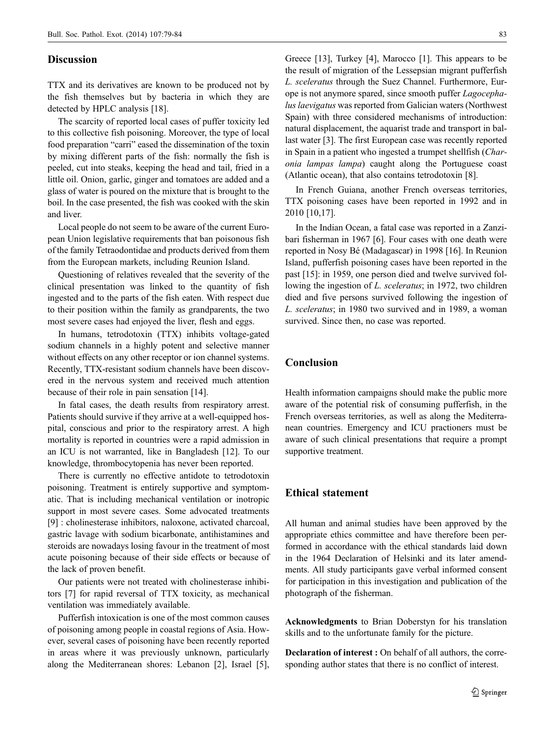## Discussion

TTX and its derivatives are known to be produced not by the fish themselves but by bacteria in which they are detected by HPLC analysis [18].

The scarcity of reported local cases of puffer toxicity led to this collective fish poisoning. Moreover, the type of local food preparation "carri" eased the dissemination of the toxin by mixing different parts of the fish: normally the fish is peeled, cut into steaks, keeping the head and tail, fried in a little oil. Onion, garlic, ginger and tomatoes are added and a glass of water is poured on the mixture that is brought to the boil. In the case presented, the fish was cooked with the skin and liver.

Local people do not seem to be aware of the current European Union legislative requirements that ban poisonous fish of the family Tetraodontidae and products derived from them from the European markets, including Reunion Island.

Questioning of relatives revealed that the severity of the clinical presentation was linked to the quantity of fish ingested and to the parts of the fish eaten. With respect due to their position within the family as grandparents, the two most severe cases had enjoyed the liver, flesh and eggs.

In humans, tetrodotoxin (TTX) inhibits voltage-gated sodium channels in a highly potent and selective manner without effects on any other receptor or ion channel systems. Recently, TTX-resistant sodium channels have been discovered in the nervous system and received much attention because of their role in pain sensation [14].

In fatal cases, the death results from respiratory arrest. Patients should survive if they arrive at a well-equipped hospital, conscious and prior to the respiratory arrest. A high mortality is reported in countries were a rapid admission in an ICU is not warranted, like in Bangladesh [12]. To our knowledge, thrombocytopenia has never been reported.

There is currently no effective antidote to tetrodotoxin poisoning. Treatment is entirely supportive and symptomatic. That is including mechanical ventilation or inotropic support in most severe cases. Some advocated treatments [9] : cholinesterase inhibitors, naloxone, activated charcoal, gastric lavage with sodium bicarbonate, antihistamines and steroids are nowadays losing favour in the treatment of most acute poisoning because of their side effects or because of the lack of proven benefit.

Our patients were not treated with cholinesterase inhibitors [7] for rapid reversal of TTX toxicity, as mechanical ventilation was immediately available.

Pufferfish intoxication is one of the most common causes of poisoning among people in coastal regions of Asia. However, several cases of poisoning have been recently reported in areas where it was previously unknown, particularly along the Mediterranean shores: Lebanon [2], Israel [5], Greece [13], Turkey [4], Marocco [1]. This appears to be the result of migration of the Lessepsian migrant pufferfish *L. sceleratus* through the Suez Channel. Furthermore, Europe is not anymore spared, since smooth puffer *Lagocephalus laevigatus* was reported from Galician waters (Northwest Spain) with three considered mechanisms of introduction: natural displacement, the aquarist trade and transport in ballast water [3]. The first European case was recently reported in Spain in a patient who ingested a trumpet shellfish (*Charonia lampas lampa*) caught along the Portuguese coast (Atlantic ocean), that also contains tetrodotoxin [8].

In French Guiana, another French overseas territories, TTX poisoning cases have been reported in 1992 and in 2010 [10,17].

In the Indian Ocean, a fatal case was reported in a Zanzibari fisherman in 1967 [6]. Four cases with one death were reported in Nosy Bé (Madagascar) in 1998 [16]. In Reunion Island, pufferfish poisoning cases have been reported in the past [15]: in 1959, one person died and twelve survived following the ingestion of *L. sceleratus*; in 1972, two children died and five persons survived following the ingestion of *L. sceleratus*; in 1980 two survived and in 1989, a woman survived. Since then, no case was reported.

## Conclusion

Health information campaigns should make the public more aware of the potential risk of consuming pufferfish, in the French overseas territories, as well as along the Mediterranean countries. Emergency and ICU practioners must be aware of such clinical presentations that require a prompt supportive treatment.

## Ethical statement

All human and animal studies have been approved by the appropriate ethics committee and have therefore been performed in accordance with the ethical standards laid down in the 1964 Declaration of Helsinki and its later amendments. All study participants gave verbal informed consent for participation in this investigation and publication of the photograph of the fisherman.

**Acknowledgments** to Brian Doberstyn for his translation skills and to the unfortunate family for the picture.

**Declaration of interest :** On behalf of all authors, the corresponding author states that there is no conflict of interest.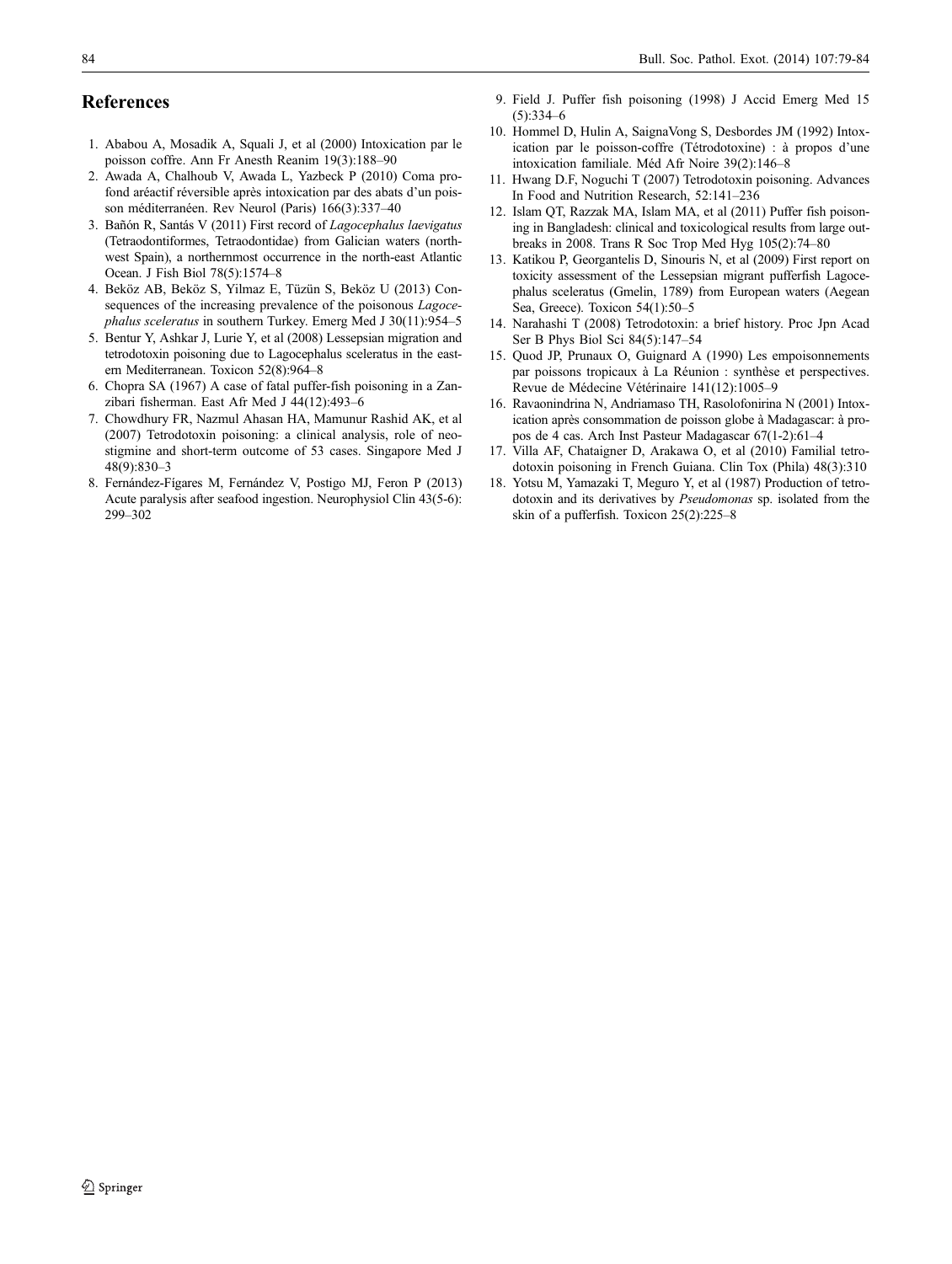## References

1. Ababou A, Mosadik A, Squali J, et al (2000) Intoxication par le poisson coffre. Ann Fr Anesth Reanim 19(3):188–90
2. Awada A, Chalhoub V, Awada L, Yazbeck P (2010) Coma profond aréactif réversible après intoxication par des abats d'un poisson méditerranéen. Rev Neurol (Paris) 166(3):337–40
3. Bañón R, Santás V (2011) First record of *Lagocephalus laevigatus* (Tetraodontiformes, Tetraodontidae) from Galician waters (northwest Spain), a northernmost occurrence in the north-east Atlantic Ocean. J Fish Biol 78(5):1574–8
4. Beköz AB, Beköz S, Yilmaz E, Tüzün S, Beköz U (2013) Consequences of the increasing prevalence of the poisonous *Lagocephalus sceleratus* in southern Turkey. Emerg Med J 30(11):954–5
5. Bentur Y, Ashkar J, Lurie Y, et al (2008) Lessepsian migration and tetrodotoxin poisoning due to Lagocephalus sceleratus in the eastern Mediterranean. Toxicon 52(8):964–8
6. Chopra SA (1967) A case of fatal puffer-fish poisoning in a Zanzibari fisherman. East Afr Med J 44(12):493–6
7. Chowdhury FR, Nazmul Ahasan HA, Mamunur Rashid AK, et al (2007) Tetrodotoxin poisoning: a clinical analysis, role of neostigmine and short-term outcome of 53 cases. Singapore Med J 48(9):830–3
8. Fernández-Fígares M, Fernández V, Postigo MJ, Feron P (2013) Acute paralysis after seafood ingestion. Neurophysiol Clin 43(5-6): 299–302
9. Field J. Puffer fish poisoning (1998) J Accid Emerg Med 15 (5):334–6
10. Hommel D, Hulin A, SaignaVong S, Desbordes JM (1992) Intoxication par le poisson-coffre (Tétrodotoxine) : à propos d'une intoxication familiale. Méd Afr Noire 39(2):146–8
11. Hwang D.F, Noguchi T (2007) Tetrodotoxin poisoning. Advances In Food and Nutrition Research, 52:141–236
12. Islam QT, Razzak MA, Islam MA, et al (2011) Puffer fish poisoning in Bangladesh: clinical and toxicological results from large outbreaks in 2008. Trans R Soc Trop Med Hyg 105(2):74–80
13. Katikou P, Georgantelis D, Sinouris N, et al (2009) First report on toxicity assessment of the Lessepsian migrant pufferfish Lagocephalus sceleratus (Gmelin, 1789) from European waters (Aegean Sea, Greece). Toxicon 54(1):50–5
14. Narahashi T (2008) Tetrodotoxin: a brief history. Proc Jpn Acad Ser B Phys Biol Sci 84(5):147–54
15. Quod JP, Prunaux O, Guignard A (1990) Les empoisonnements par poissons tropicaux à La Réunion : synthèse et perspectives. Revue de Médecine Vétérinaire 141(12):1005–9
16. Ravaonindrina N, Andriamaso TH, Rasolofonirina N (2001) Intoxication après consommation de poisson globe à Madagascar: à propos de 4 cas. Arch Inst Pasteur Madagascar 67(1-2):61–4
17. Villa AF, Chataigner D, Arakawa O, et al (2010) Familial tetrodotoxin poisoning in French Guiana. Clin Tox (Phila) 48(3):310
18. Yotsu M, Yamazaki T, Meguro Y, et al (1987) Production of tetrodotoxin and its derivatives by *Pseudomonas* sp. isolated from the skin of a pufferfish. Toxicon 25(2):225–8